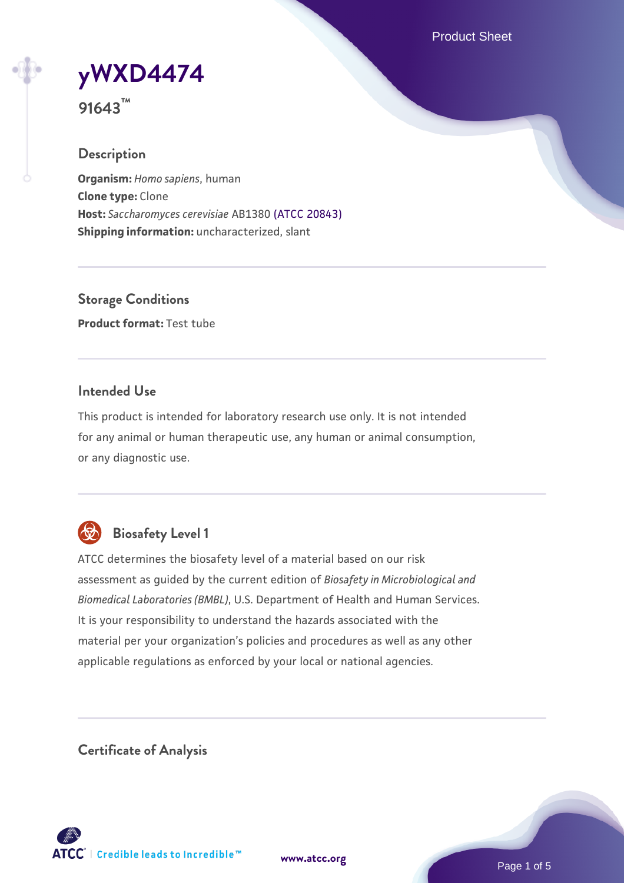# yWXD4474

**91643™**

## Description

**Organism:** *Homo sapiens*, human
**Clone type:** Clone
**Host:** *Saccharomyces cerevisiae* AB1380 (ATCC 20843)
**Shipping information:** uncharacterized, slant

## Storage Conditions

**Product format:** Test tube

## Intended Use

This product is intended for laboratory research use only. It is not intended for any animal or human therapeutic use, any human or animal consumption, or any diagnostic use.

## Biosafety Level 1

ATCC determines the biosafety level of a material based on our risk assessment as guided by the current edition of *Biosafety in Microbiological and Biomedical Laboratories (BMBL)*, U.S. Department of Health and Human Services. It is your responsibility to understand the hazards associated with the material per your organization's policies and procedures as well as any other applicable regulations as enforced by your local or national agencies.

## Certificate of Analysis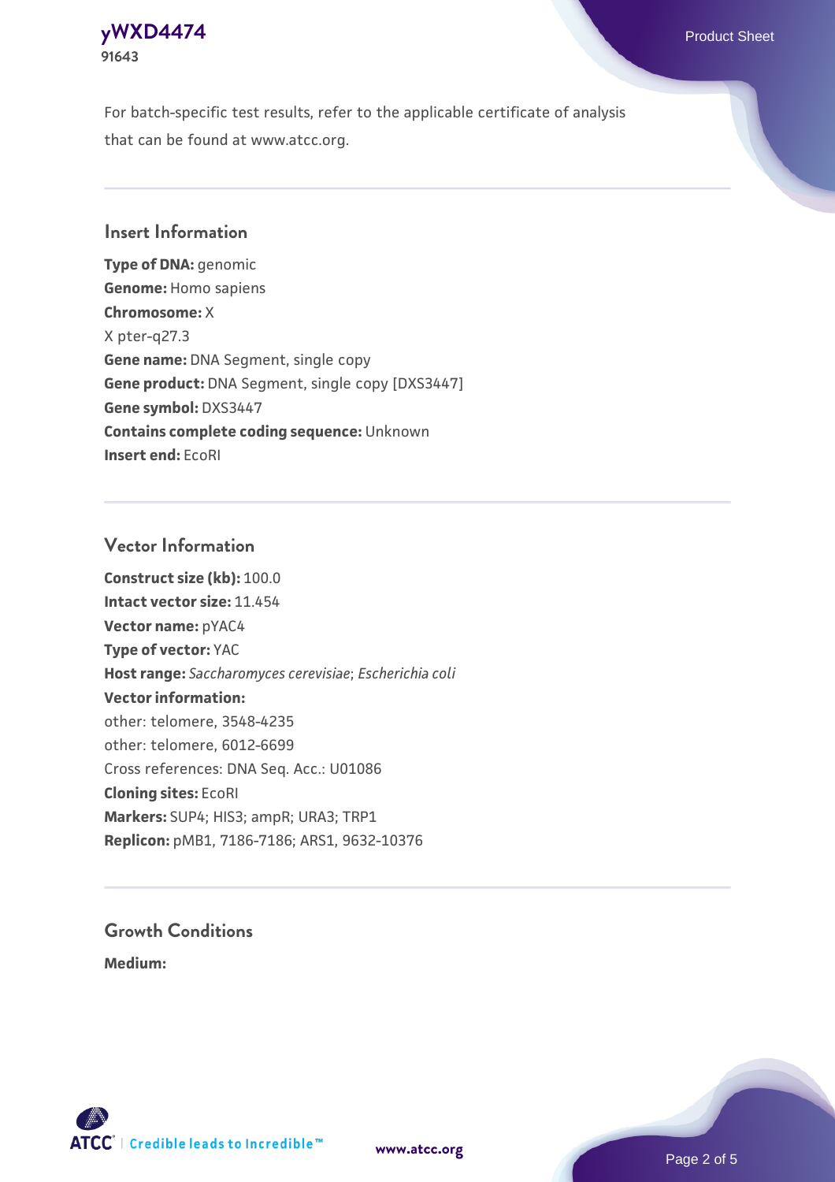For batch-specific test results, refer to the applicable certificate of analysis that can be found at www.atcc.org.

## Insert Information

**Type of DNA:** genomic
**Genome:** Homo sapiens
**Chromosome:** X
X pter-q27.3
**Gene name:** DNA Segment, single copy
**Gene product:** DNA Segment, single copy [DXS3447]
**Gene symbol:** DXS3447
**Contains complete coding sequence:** Unknown
**Insert end:** EcoRI

## Vector Information

**Construct size (kb):** 100.0
**Intact vector size:** 11.454
**Vector name:** pYAC4
**Type of vector:** YAC
**Host range:** *Saccharomyces cerevisiae*; *Escherichia coli*
**Vector information:**
other: telomere, 3548-4235
other: telomere, 6012-6699
Cross references: DNA Seq. Acc.: U01086
**Cloning sites:** EcoRI
**Markers:** SUP4; HIS3; ampR; URA3; TRP1
**Replicon:** pMB1, 7186-7186; ARS1, 9632-10376

## Growth Conditions

**Medium:**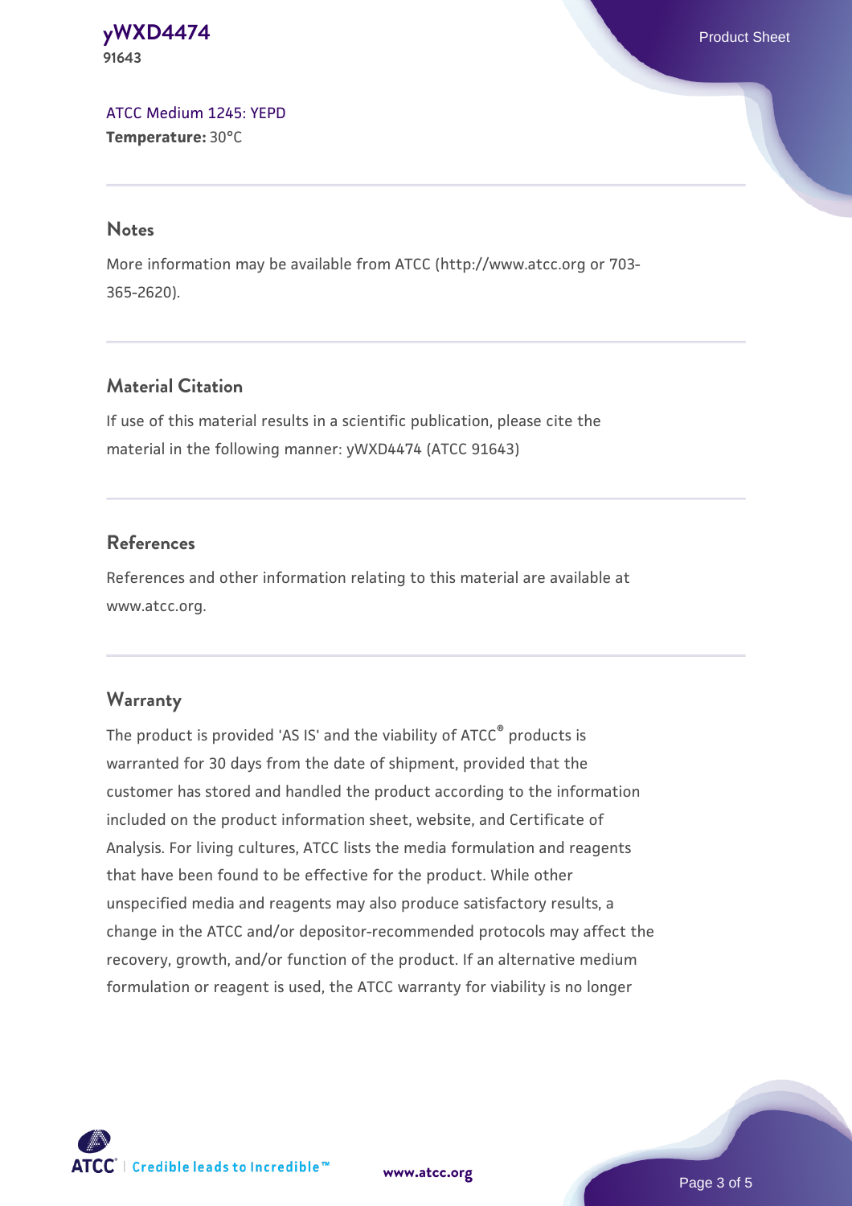ATCC Medium 1245: YEPD
**Temperature:** 30°C

## Notes

More information may be available from ATCC (http://www.atcc.org or 703-365-2620).

## Material Citation

If use of this material results in a scientific publication, please cite the material in the following manner: yWXD4474 (ATCC 91643)

## References

References and other information relating to this material are available at www.atcc.org.

## Warranty

The product is provided 'AS IS' and the viability of ATCC® products is warranted for 30 days from the date of shipment, provided that the customer has stored and handled the product according to the information included on the product information sheet, website, and Certificate of Analysis. For living cultures, ATCC lists the media formulation and reagents that have been found to be effective for the product. While other unspecified media and reagents may also produce satisfactory results, a change in the ATCC and/or depositor-recommended protocols may affect the recovery, growth, and/or function of the product. If an alternative medium formulation or reagent is used, the ATCC warranty for viability is no longer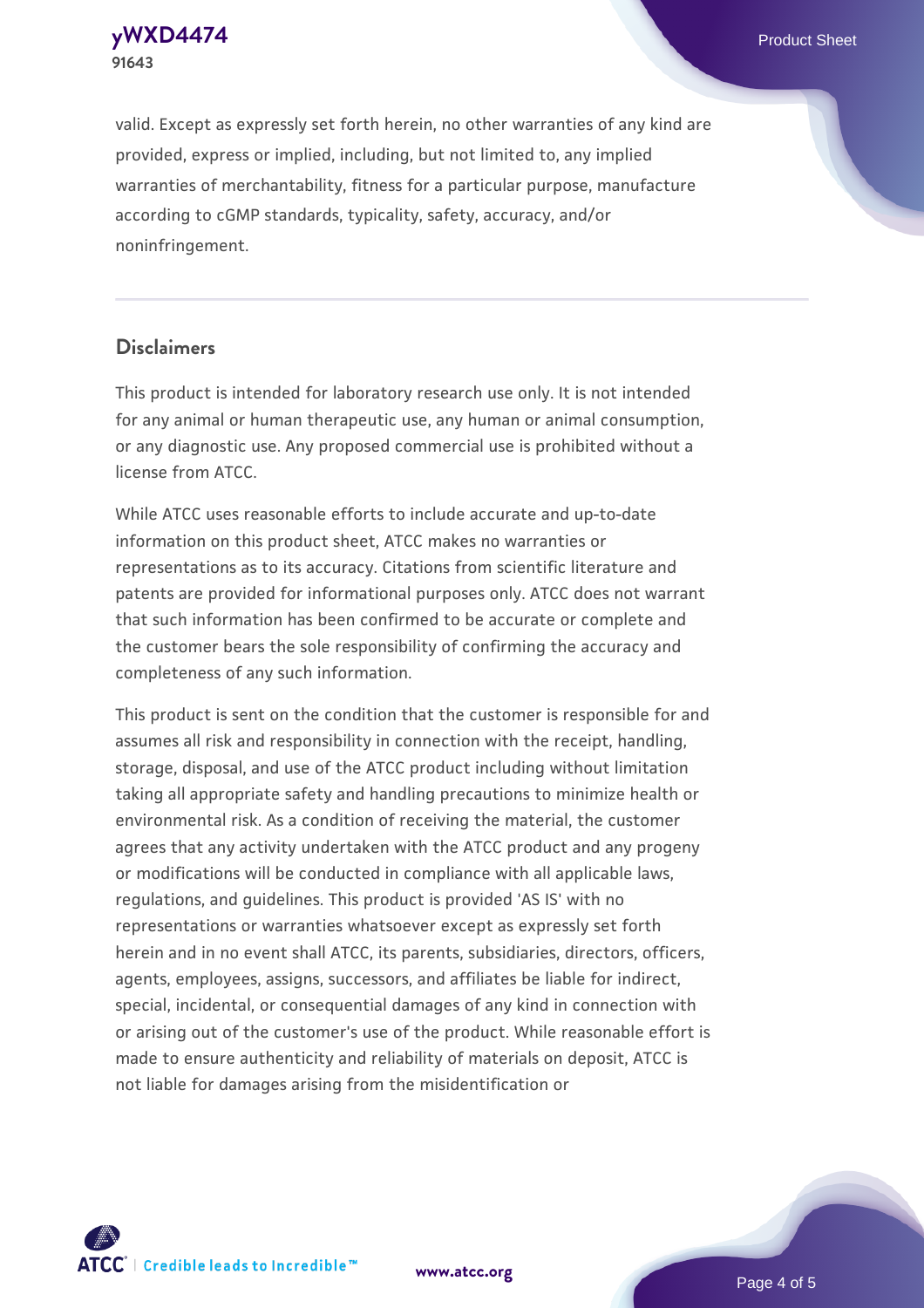valid. Except as expressly set forth herein, no other warranties of any kind are provided, express or implied, including, but not limited to, any implied warranties of merchantability, fitness for a particular purpose, manufacture according to cGMP standards, typicality, safety, accuracy, and/or noninfringement.

## Disclaimers

This product is intended for laboratory research use only. It is not intended for any animal or human therapeutic use, any human or animal consumption, or any diagnostic use. Any proposed commercial use is prohibited without a license from ATCC.

While ATCC uses reasonable efforts to include accurate and up-to-date information on this product sheet, ATCC makes no warranties or representations as to its accuracy. Citations from scientific literature and patents are provided for informational purposes only. ATCC does not warrant that such information has been confirmed to be accurate or complete and the customer bears the sole responsibility of confirming the accuracy and completeness of any such information.

This product is sent on the condition that the customer is responsible for and assumes all risk and responsibility in connection with the receipt, handling, storage, disposal, and use of the ATCC product including without limitation taking all appropriate safety and handling precautions to minimize health or environmental risk. As a condition of receiving the material, the customer agrees that any activity undertaken with the ATCC product and any progeny or modifications will be conducted in compliance with all applicable laws, regulations, and guidelines. This product is provided 'AS IS' with no representations or warranties whatsoever except as expressly set forth herein and in no event shall ATCC, its parents, subsidiaries, directors, officers, agents, employees, assigns, successors, and affiliates be liable for indirect, special, incidental, or consequential damages of any kind in connection with or arising out of the customer's use of the product. While reasonable effort is made to ensure authenticity and reliability of materials on deposit, ATCC is not liable for damages arising from the misidentification or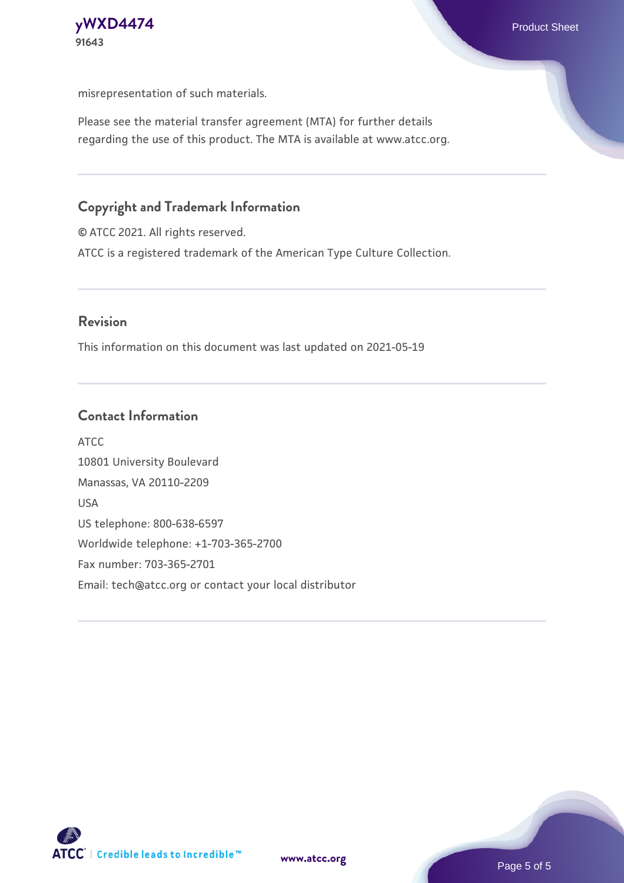misrepresentation of such materials.

Please see the material transfer agreement (MTA) for further details regarding the use of this product. The MTA is available at www.atcc.org.

## Copyright and Trademark Information

© ATCC 2021. All rights reserved.

ATCC is a registered trademark of the American Type Culture Collection.

## Revision

This information on this document was last updated on 2021-05-19

## Contact Information

ATCC
10801 University Boulevard
Manassas, VA 20110-2209
USA
US telephone: 800-638-6597
Worldwide telephone: +1-703-365-2700
Fax number: 703-365-2701
Email: tech@atcc.org or contact your local distributor